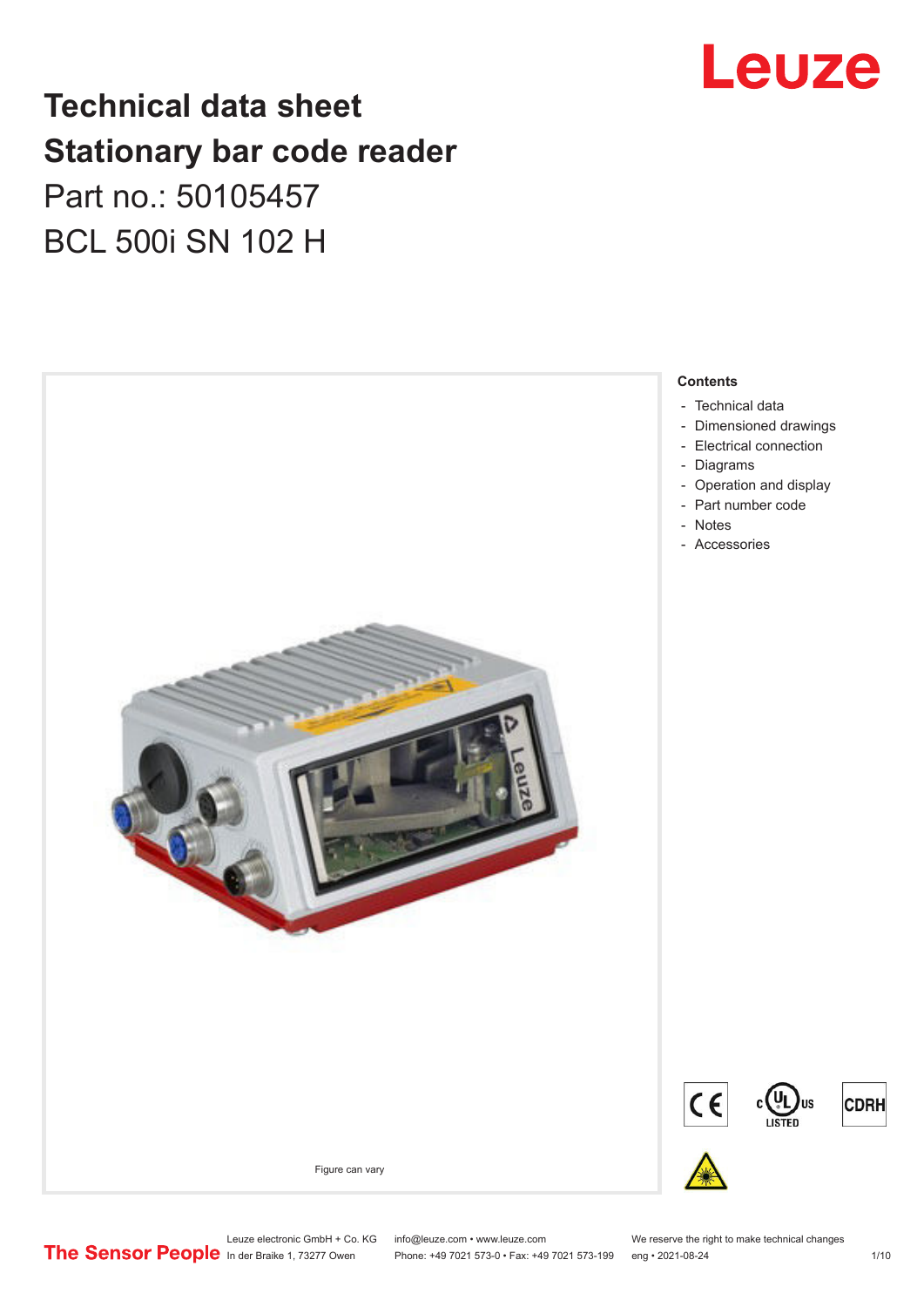# Technical data sheet
# Stationary bar code reader

Part no.: 50105457

BCL 500i SN 102 H

Figure can vary

**Contents**

- Technical data
- Dimensioned drawings
- Electrical connection
- Diagrams
- Operation and display
- Part number code
- Notes
- Accessories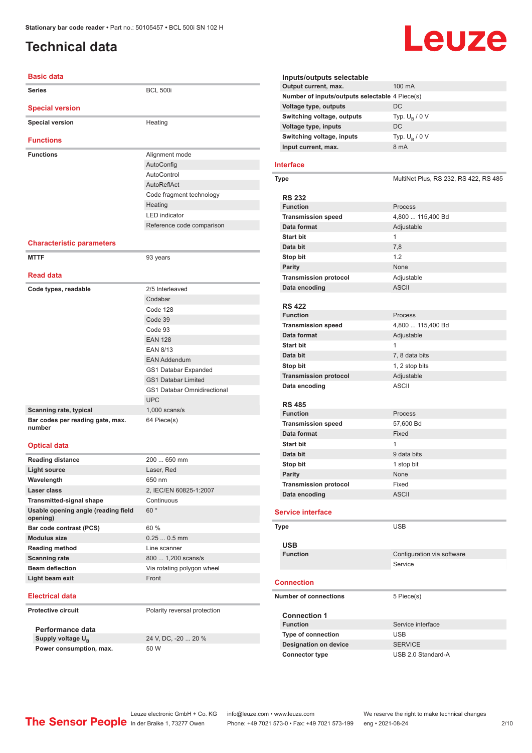# Technical data

## Basic data

| | |
|---|---|
| Series | BCL 500i |

## Special version

| | |
|---|---|
| Special version | Heating |

## Functions

| | |
|---|---|
| Functions | Alignment mode |
| | AutoConfig |
| | AutoControl |
| | AutoReflAct |
| | Code fragment technology |
| | Heating |
| | LED indicator |
| | Reference code comparison |

## Characteristic parameters

| | |
|---|---|
| MTTF | 93 years |

## Read data

| | |
|---|---|
| Code types, readable | 2/5 Interleaved |
| | Codabar |
| | Code 128 |
| | Code 39 |
| | Code 93 |
| | EAN 128 |
| | EAN 8/13 |
| | EAN Addendum |
| | GS1 Databar Expanded |
| | GS1 Databar Limited |
| | GS1 Databar Omnidirectional |
| | UPC |
| Scanning rate, typical | 1,000 scans/s |
| Bar codes per reading gate, max. number | 64 Piece(s) |

## Optical data

| | |
|---|---|
| Reading distance | 200 ... 650 mm |
| Light source | Laser, Red |
| Wavelength | 650 nm |
| Laser class | 2, IEC/EN 60825-1:2007 |
| Transmitted-signal shape | Continuous |
| Usable opening angle (reading field opening) | 60 ° |
| Bar code contrast (PCS) | 60 % |
| Modulus size | 0.25 ... 0.5 mm |
| Reading method | Line scanner |
| Scanning rate | 800 ... 1,200 scans/s |
| Beam deflection | Via rotating polygon wheel |
| Light beam exit | Front |

## Electrical data

| | |
|---|---|
| Protective circuit | Polarity reversal protection |

### Performance data

| | |
|---|---|
| Supply voltage $U_B$ | 24 V, DC, -20 ... 20 % |
| Power consumption, max. | 50 W |

### Inputs/outputs selectable

| | |
|---|---|
| Output current, max. | 100 mA |
| Number of inputs/outputs selectable | 4 Piece(s) |
| Voltage type, outputs | DC |
| Switching voltage, outputs | Typ. $U_B$ / 0 V |
| Voltage type, inputs | DC |
| Switching voltage, inputs | Typ. $U_B$ / 0 V |
| Input current, max. | 8 mA |

## Interface

| | |
|---|---|
| Type | MultiNet Plus, RS 232, RS 422, RS 485 |

### RS 232

| | |
|---|---|
| Function | Process |
| Transmission speed | 4,800 ... 115,400 Bd |
| Data format | Adjustable |
| Start bit | 1 |
| Data bit | 7,8 |
| Stop bit | 1.2 |
| Parity | None |
| Transmission protocol | Adjustable |
| Data encoding | ASCII |

### RS 422

| | |
|---|---|
| Function | Process |
| Transmission speed | 4,800 ... 115,400 Bd |
| Data format | Adjustable |
| Start bit | 1 |
| Data bit | 7, 8 data bits |
| Stop bit | 1, 2 stop bits |
| Transmission protocol | Adjustable |
| Data encoding | ASCII |

### RS 485

| | |
|---|---|
| Function | Process |
| Transmission speed | 57,600 Bd |
| Data format | Fixed |
| Start bit | 1 |
| Data bit | 9 data bits |
| Stop bit | 1 stop bit |
| Parity | None |
| Transmission protocol | Fixed |
| Data encoding | ASCII |

## Service interface

| | |
|---|---|
| Type | USB |

### USB

| | |
|---|---|
| Function | Configuration via software |
| | Service |

## Connection

| | |
|---|---|
| Number of connections | 5 Piece(s) |

### Connection 1

| | |
|---|---|
| Function | Service interface |
| Type of connection | USB |
| Designation on device | SERVICE |
| Connector type | USB 2.0 Standard-A |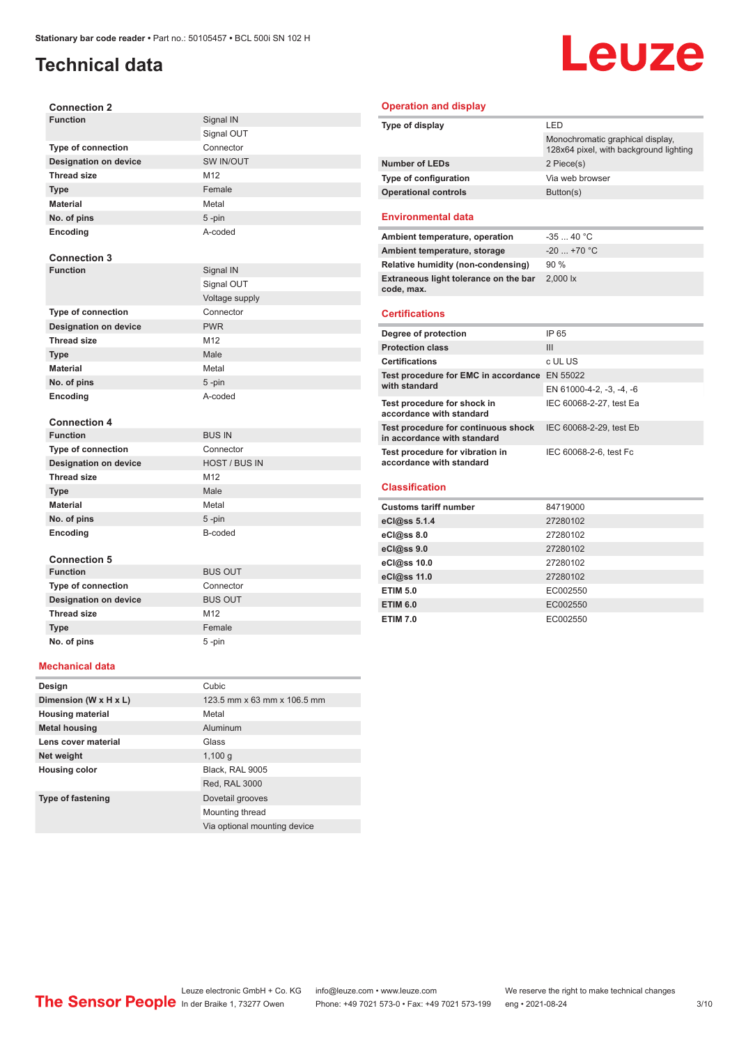# Technical data

### Connection 2

| | |
|---|---|
| **Function** | Signal IN |
| | Signal OUT |
| **Type of connection** | Connector |
| **Designation on device** | SW IN/OUT |
| **Thread size** | M12 |
| **Type** | Female |
| **Material** | Metal |
| **No. of pins** | 5 -pin |
| **Encoding** | A-coded |

### Connection 3

| | |
|---|---|
| **Function** | Signal IN |
| | Signal OUT |
| | Voltage supply |
| **Type of connection** | Connector |
| **Designation on device** | PWR |
| **Thread size** | M12 |
| **Type** | Male |
| **Material** | Metal |
| **No. of pins** | 5 -pin |
| **Encoding** | A-coded |

### Connection 4

| | |
|---|---|
| **Function** | BUS IN |
| **Type of connection** | Connector |
| **Designation on device** | HOST / BUS IN |
| **Thread size** | M12 |
| **Type** | Male |
| **Material** | Metal |
| **No. of pins** | 5 -pin |
| **Encoding** | B-coded |

### Connection 5

| | |
|---|---|
| **Function** | BUS OUT |
| **Type of connection** | Connector |
| **Designation on device** | BUS OUT |
| **Thread size** | M12 |
| **Type** | Female |
| **No. of pins** | 5 -pin |

## Mechanical data

| | |
|---|---|
| **Design** | Cubic |
| **Dimension (W x H x L)** | 123.5 mm x 63 mm x 106.5 mm |
| **Housing material** | Metal |
| **Metal housing** | Aluminum |
| **Lens cover material** | Glass |
| **Net weight** | 1,100 g |
| **Housing color** | Black, RAL 9005 |
| | Red, RAL 3000 |
| **Type of fastening** | Dovetail grooves |
| | Mounting thread |
| | Via optional mounting device |

## Operation and display

| | |
|---|---|
| **Type of display** | LED |
| | Monochromatic graphical display, 128x64 pixel, with background lighting |
| **Number of LEDs** | 2 Piece(s) |
| **Type of configuration** | Via web browser |
| **Operational controls** | Button(s) |

## Environmental data

| | |
|---|---|
| **Ambient temperature, operation** | -35 ... 40 °C |
| **Ambient temperature, storage** | -20 ... +70 °C |
| **Relative humidity (non-condensing)** | 90 % |
| **Extraneous light tolerance on the bar code, max.** | 2,000 lx |

## Certifications

| | |
|---|---|
| **Degree of protection** | IP 65 |
| **Protection class** | III |
| **Certifications** | c UL US |
| **Test procedure for EMC in accordance with standard** | EN 55022 |
| | EN 61000-4-2, -3, -4, -6 |
| **Test procedure for shock in accordance with standard** | IEC 60068-2-27, test Ea |
| **Test procedure for continuous shock in accordance with standard** | IEC 60068-2-29, test Eb |
| **Test procedure for vibration in accordance with standard** | IEC 60068-2-6, test Fc |

## Classification

| | |
|---|---|
| **Customs tariff number** | 84719000 |
| **eCl@ss 5.1.4** | 27280102 |
| **eCl@ss 8.0** | 27280102 |
| **eCl@ss 9.0** | 27280102 |
| **eCl@ss 10.0** | 27280102 |
| **eCl@ss 11.0** | 27280102 |
| **ETIM 5.0** | EC002550 |
| **ETIM 6.0** | EC002550 |
| **ETIM 7.0** | EC002550 |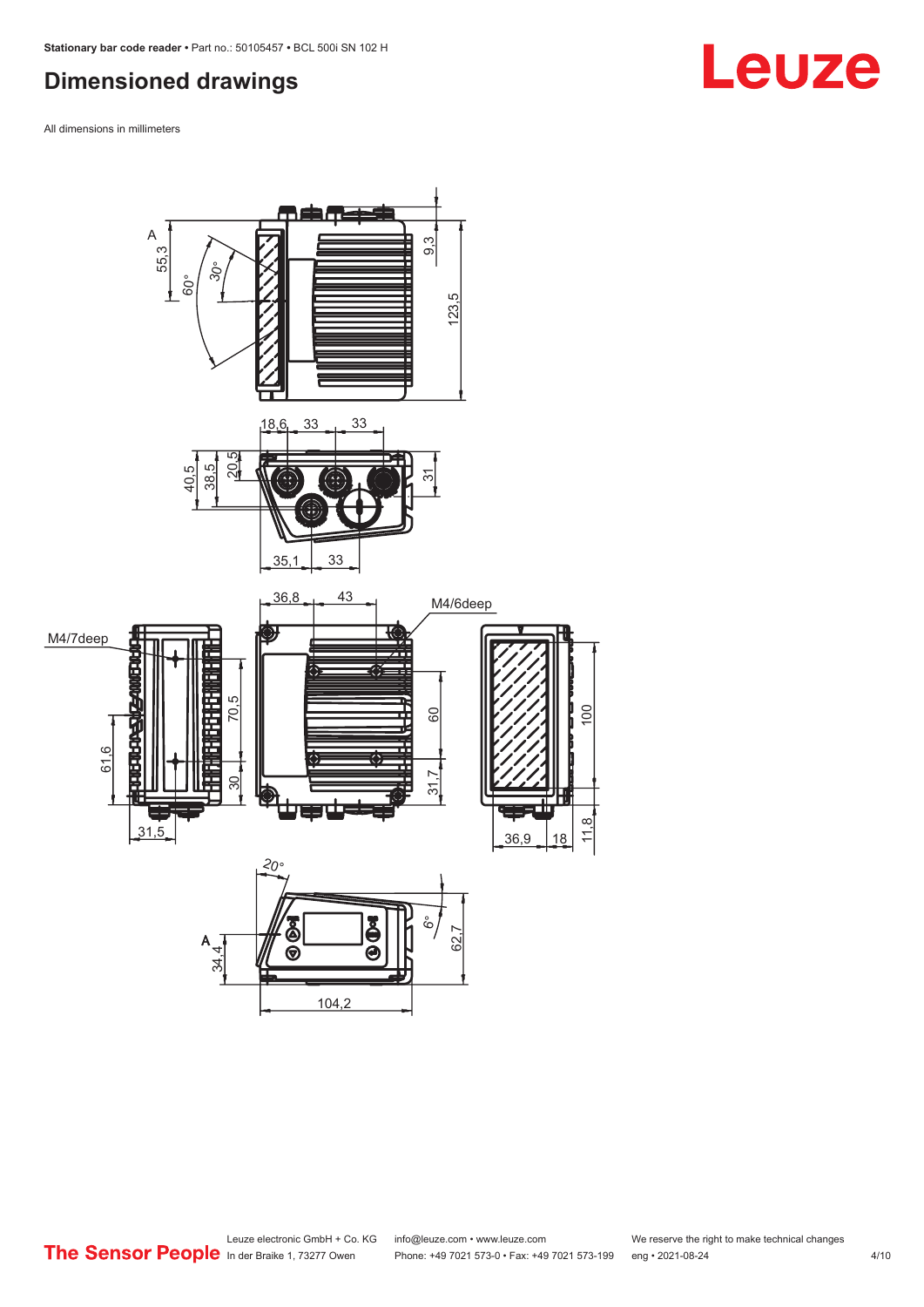## Dimensioned drawings

All dimensions in millimeters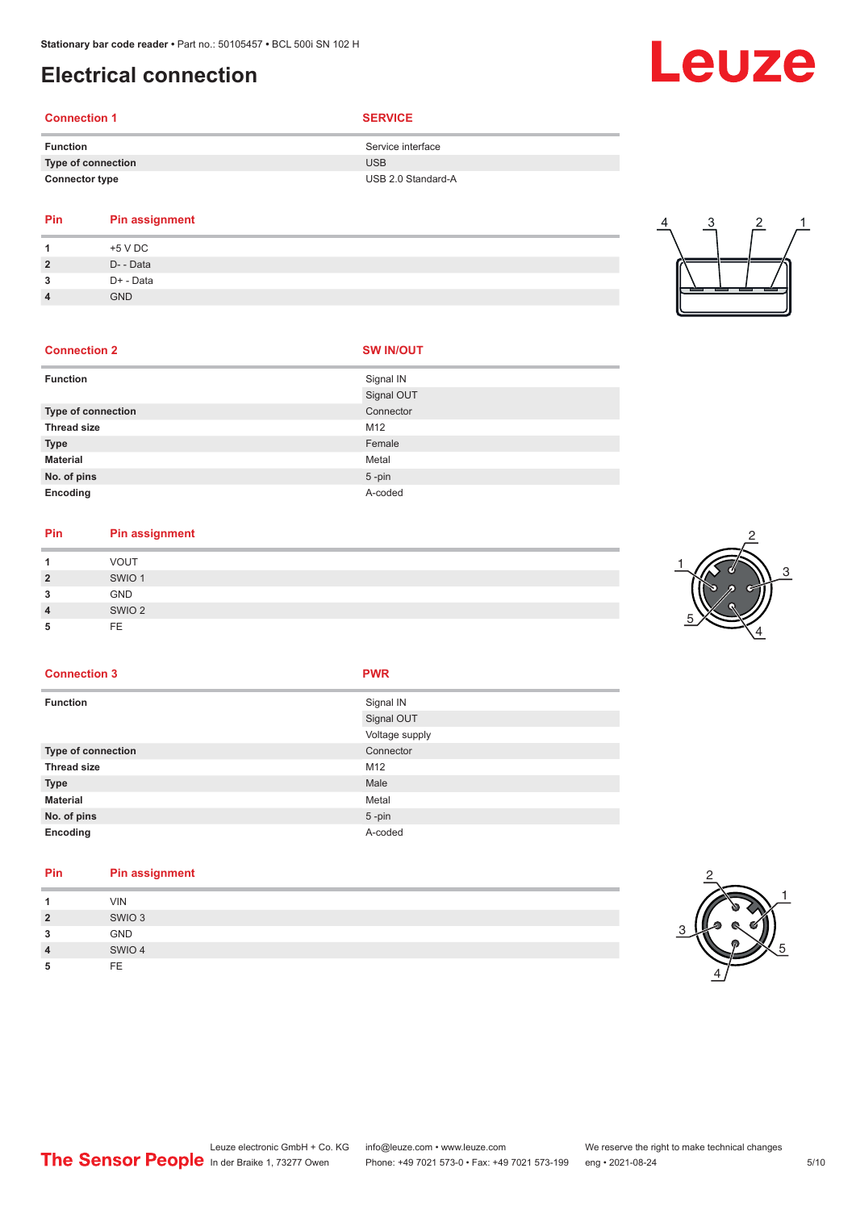# Electrical connection

| Connection 1 | SERVICE |
| --- | --- |
| Function | Service interface |
| Type of connection | USB |
| Connector type | USB 2.0 Standard-A |

| Pin | Pin assignment |
| --- | --- |
| 1 | +5 V DC |
| 2 | D- - Data |
| 3 | D+ - Data |
| 4 | GND |

| Connection 2 | SW IN/OUT |
| --- | --- |
| Function | Signal IN<br>Signal OUT |
| Type of connection | Connector |
| Thread size | M12 |
| Type | Female |
| Material | Metal |
| No. of pins | 5 -pin |
| Encoding | A-coded |

| Pin | Pin assignment |
| --- | --- |
| 1 | VOUT |
| 2 | SWIO 1 |
| 3 | GND |
| 4 | SWIO 2 |
| 5 | FE |

| Connection 3 | PWR |
| --- | --- |
| Function | Signal IN<br>Signal OUT<br>Voltage supply |
| Type of connection | Connector |
| Thread size | M12 |
| Type | Male |
| Material | Metal |
| No. of pins | 5 -pin |
| Encoding | A-coded |

| Pin | Pin assignment |
| --- | --- |
| 1 | VIN |
| 2 | SWIO 3 |
| 3 | GND |
| 4 | SWIO 4 |
| 5 | FE |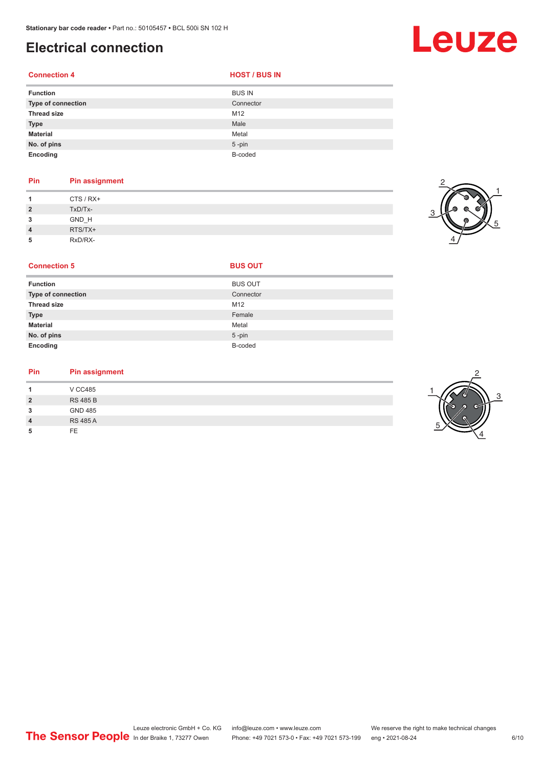# Electrical connection

| Connection 4 | HOST / BUS IN |
|---|---|
| Function | BUS IN |
| Type of connection | Connector |
| Thread size | M12 |
| Type | Male |
| Material | Metal |
| No. of pins | 5 -pin |
| Encoding | B-coded |

| Pin | Pin assignment |
|---|---|
| 1 | CTS / RX+ |
| 2 | TxD/Tx- |
| 3 | GND_H |
| 4 | RTS/TX+ |
| 5 | RxD/RX- |

| Connection 5 | BUS OUT |
|---|---|
| Function | BUS OUT |
| Type of connection | Connector |
| Thread size | M12 |
| Type | Female |
| Material | Metal |
| No. of pins | 5 -pin |
| Encoding | B-coded |

| Pin | Pin assignment |
|---|---|
| 1 | V CC485 |
| 2 | RS 485 B |
| 3 | GND 485 |
| 4 | RS 485 A |
| 5 | FE |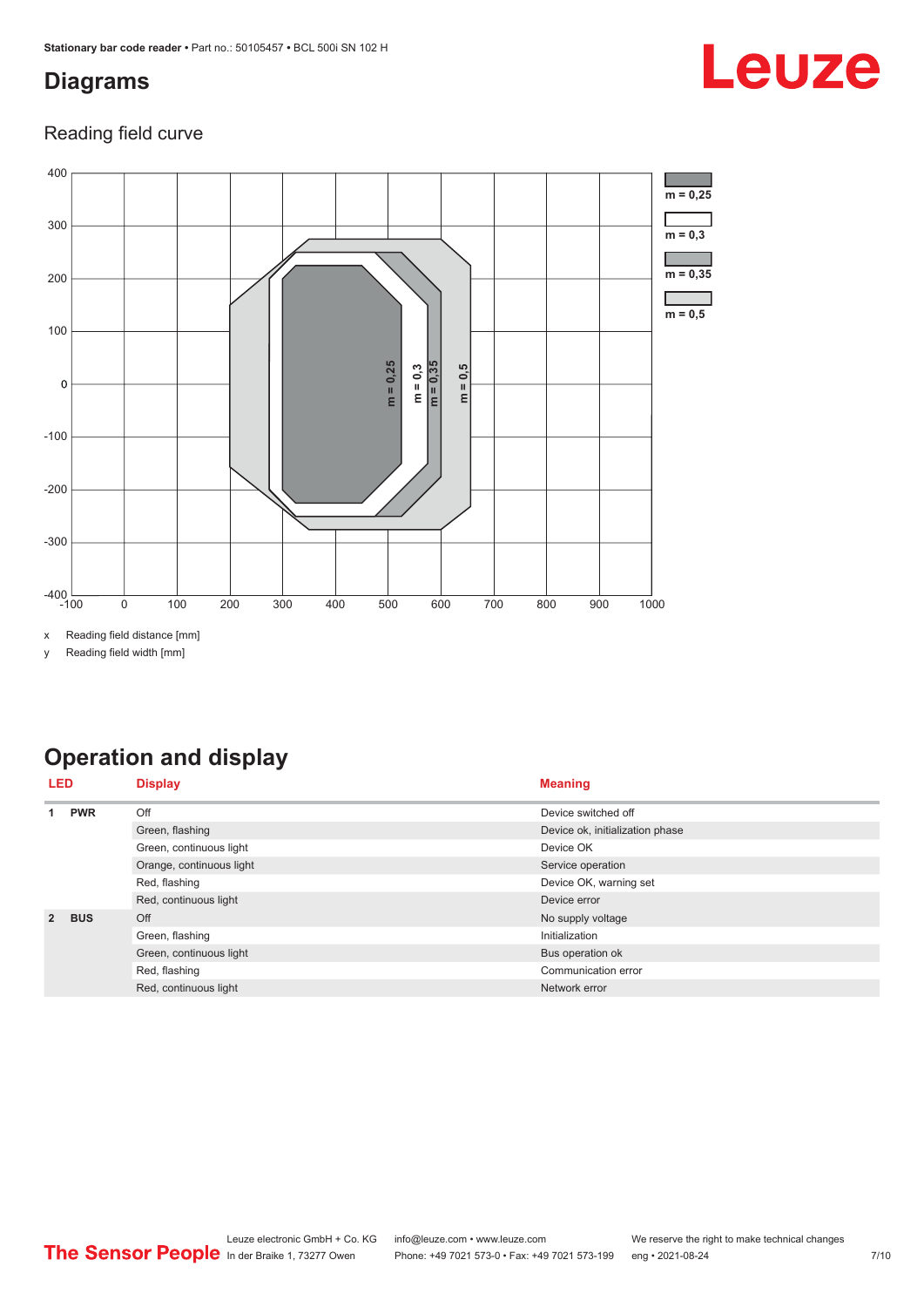## Diagrams

### Reading field curve

x Reading field distance [mm]

y Reading field width [mm]

## Operation and display

| LED | | Display | Meaning |
|---|---|---|---|
| 1 | PWR | Off | Device switched off |
| | | Green, flashing | Device ok, initialization phase |
| | | Green, continuous light | Device OK |
| | | Orange, continuous light | Service operation |
| | | Red, flashing | Device OK, warning set |
| | | Red, continuous light | Device error |
| 2 | BUS | Off | No supply voltage |
| | | Green, flashing | Initialization |
| | | Green, continuous light | Bus operation ok |
| | | Red, flashing | Communication error |
| | | Red, continuous light | Network error |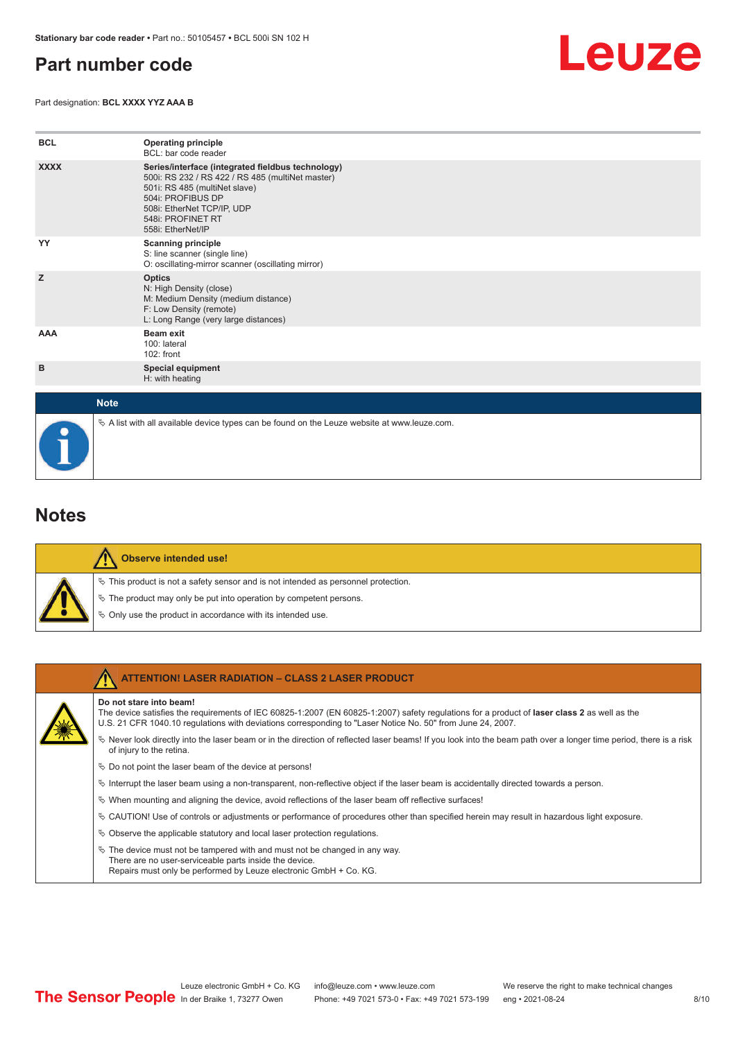# Part number code

Part designation: **BCL XXXX YYZ AAA B**

| | |
|---|---|
| **BCL** | **Operating principle**<br>BCL: bar code reader |
| **XXXX** | **Series/interface (integrated fieldbus technology)**<br>500i: RS 232 / RS 422 / RS 485 (multiNet master)<br>501i: RS 485 (multiNet slave)<br>504i: PROFIBUS DP<br>508i: EtherNet TCP/IP, UDP<br>548i: PROFINET RT<br>558i: EtherNet/IP |
| **YY** | **Scanning principle**<br>S: line scanner (single line)<br>O: oscillating-mirror scanner (oscillating mirror) |
| **Z** | **Optics**<br>N: High Density (close)<br>M: Medium Density (medium distance)<br>F: Low Density (remote)<br>L: Long Range (very large distances) |
| **AAA** | **Beam exit**<br>100: lateral<br>102: front |
| **B** | **Special equipment**<br>H: with heating |

**Note**

- A list with all available device types can be found on the Leuze website at www.leuze.com.

# Notes

**Observe intended use!**

- This product is not a safety sensor and is not intended as personnel protection.
- The product may only be put into operation by competent persons.
- Only use the product in accordance with its intended use.

**ATTENTION! LASER RADIATION – CLASS 2 LASER PRODUCT**

**Do not stare into beam!**
The device satisfies the requirements of IEC 60825-1:2007 (EN 60825-1:2007) safety regulations for a product of **laser class 2** as well as the U.S. 21 CFR 1040.10 regulations with deviations corresponding to "Laser Notice No. 50" from June 24, 2007.

- Never look directly into the laser beam or in the direction of reflected laser beams! If you look into the beam path over a longer time period, there is a risk of injury to the retina.
- Do not point the laser beam of the device at persons!
- Interrupt the laser beam using a non-transparent, non-reflective object if the laser beam is accidentally directed towards a person.
- When mounting and aligning the device, avoid reflections of the laser beam off reflective surfaces!
- CAUTION! Use of controls or adjustments or performance of procedures other than specified herein may result in hazardous light exposure.
- Observe the applicable statutory and local laser protection regulations.
- The device must not be tampered with and must not be changed in any way.
  There are no user-serviceable parts inside the device.
  Repairs must only be performed by Leuze electronic GmbH + Co. KG.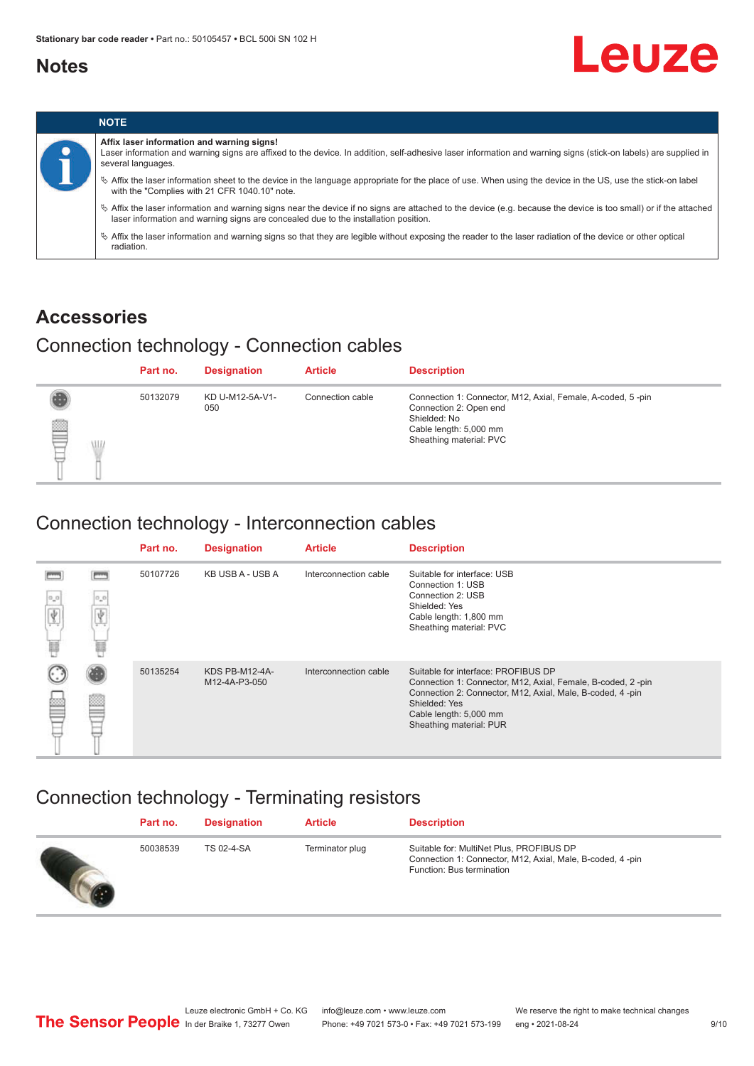## Notes

| NOTE |
| --- |
| **Affix laser information and warning signs!**<br>Laser information and warning signs are affixed to the device. In addition, self-adhesive laser information and warning signs (stick-on labels) are supplied in several languages.<br>✎ Affix the laser information sheet to the device in the language appropriate for the place of use. When using the device in the US, use the stick-on label with the "Complies with 21 CFR 1040.10" note.<br>✎ Affix the laser information and warning signs near the device if no signs are attached to the device (e.g. because the device is too small) or if the attached laser information and warning signs are concealed due to the installation position.<br>✎ Affix the laser information and warning signs so that they are legible without exposing the reader to the laser radiation of the device or other optical radiation. |

## Accessories

### Connection technology - Connection cables

| Part no. | Designation | Article | Description |
| --- | --- | --- | --- |
| 50132079 | KD U-M12-5A-V1-050 | Connection cable | Connection 1: Connector, M12, Axial, Female, A-coded, 5 -pin<br>Connection 2: Open end<br>Shielded: No<br>Cable length: 5,000 mm<br>Sheathing material: PVC |

### Connection technology - Interconnection cables

| Part no. | Designation | Article | Description |
| --- | --- | --- | --- |
| 50107726 | KB USB A - USB A | Interconnection cable | Suitable for interface: USB<br>Connection 1: USB<br>Connection 2: USB<br>Shielded: Yes<br>Cable length: 1,800 mm<br>Sheathing material: PVC |
| 50135254 | KDS PB-M12-4A-M12-4A-P3-050 | Interconnection cable | Suitable for interface: PROFIBUS DP<br>Connection 1: Connector, M12, Axial, Female, B-coded, 2 -pin<br>Connection 2: Connector, M12, Axial, Male, B-coded, 4 -pin<br>Shielded: Yes<br>Cable length: 5,000 mm<br>Sheathing material: PUR |

### Connection technology - Terminating resistors

| Part no. | Designation | Article | Description |
| --- | --- | --- | --- |
| 50038539 | TS 02-4-SA | Terminator plug | Suitable for: MultiNet Plus, PROFIBUS DP<br>Connection 1: Connector, M12, Axial, Male, B-coded, 4 -pin<br>Function: Bus termination |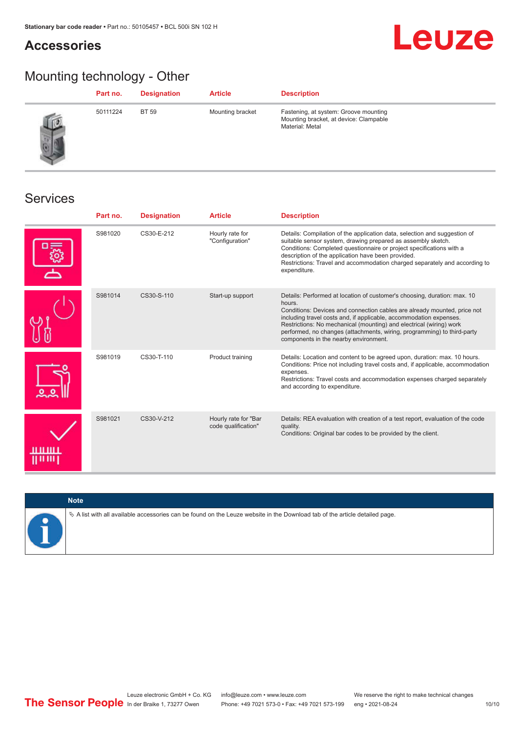## Accessories

### Mounting technology - Other

| | Part no. | Designation | Article | Description |
|---|---|---|---|---|
| | 50111224 | BT 59 | Mounting bracket | Fastening, at system: Groove mounting<br>Mounting bracket, at device: Clampable<br>Material: Metal |

### Services

| | Part no. | Designation | Article | Description |
|---|---|---|---|---|
| | S981020 | CS30-E-212 | Hourly rate for "Configuration" | Details: Compilation of the application data, selection and suggestion of suitable sensor system, drawing prepared as assembly sketch.<br>Conditions: Completed questionnaire or project specifications with a description of the application have been provided.<br>Restrictions: Travel and accommodation charged separately and according to expenditure. |
| | S981014 | CS30-S-110 | Start-up support | Details: Performed at location of customer's choosing, duration: max. 10 hours.<br>Conditions: Devices and connection cables are already mounted, price not including travel costs and, if applicable, accommodation expenses.<br>Restrictions: No mechanical (mounting) and electrical (wiring) work performed, no changes (attachments, wiring, programming) to third-party components in the nearby environment. |
| | S981019 | CS30-T-110 | Product training | Details: Location and content to be agreed upon, duration: max. 10 hours.<br>Conditions: Price not including travel costs and, if applicable, accommodation expenses.<br>Restrictions: Travel costs and accommodation expenses charged separately and according to expenditure. |
| | S981021 | CS30-V-212 | Hourly rate for "Bar code qualification" | Details: REA evaluation with creation of a test report, evaluation of the code quality.<br>Conditions: Original bar codes to be provided by the client. |

**Note**

A list with all available accessories can be found on the Leuze website in the Download tab of the article detailed page.